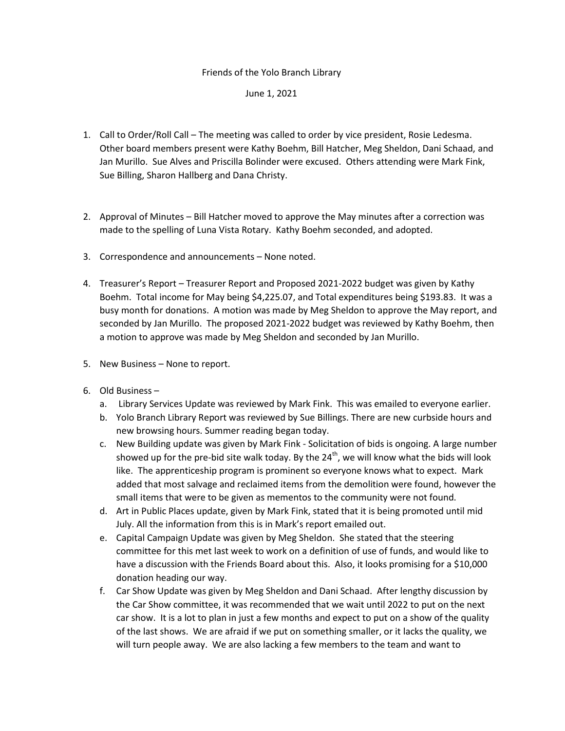# Friends of the Yolo Branch Library

June 1, 2021

1. Call to Order/Roll Call – The meeting was called to order by vice president, Rosie Ledesma. Other board members present were Kathy Boehm, Bill Hatcher, Meg Sheldon, Dani Schaad, and Jan Murillo. Sue Alves and Priscilla Bolinder were excused. Others attending were Mark Fink, Sue Billing, Sharon Hallberg and Dana Christy.

2. Approval of Minutes – Bill Hatcher moved to approve the May minutes after a correction was made to the spelling of Luna Vista Rotary. Kathy Boehm seconded, and adopted.

3. Correspondence and announcements – None noted.

4. Treasurer's Report – Treasurer Report and Proposed 2021-2022 budget was given by Kathy Boehm. Total income for May being $4,225.07, and Total expenditures being $193.83. It was a busy month for donations. A motion was made by Meg Sheldon to approve the May report, and seconded by Jan Murillo. The proposed 2021-2022 budget was reviewed by Kathy Boehm, then a motion to approve was made by Meg Sheldon and seconded by Jan Murillo.

5. New Business – None to report.

6. Old Business –
   a. Library Services Update was reviewed by Mark Fink. This was emailed to everyone earlier.
   b. Yolo Branch Library Report was reviewed by Sue Billings. There are new curbside hours and new browsing hours. Summer reading began today.
   c. New Building update was given by Mark Fink - Solicitation of bids is ongoing. A large number showed up for the pre-bid site walk today. By the 24th, we will know what the bids will look like. The apprenticeship program is prominent so everyone knows what to expect. Mark added that most salvage and reclaimed items from the demolition were found, however the small items that were to be given as mementos to the community were not found.
   d. Art in Public Places update, given by Mark Fink, stated that it is being promoted until mid July. All the information from this is in Mark's report emailed out.
   e. Capital Campaign Update was given by Meg Sheldon. She stated that the steering committee for this met last week to work on a definition of use of funds, and would like to have a discussion with the Friends Board about this. Also, it looks promising for a $10,000 donation heading our way.
   f. Car Show Update was given by Meg Sheldon and Dani Schaad. After lengthy discussion by the Car Show committee, it was recommended that we wait until 2022 to put on the next car show. It is a lot to plan in just a few months and expect to put on a show of the quality of the last shows. We are afraid if we put on something smaller, or it lacks the quality, we will turn people away. We are also lacking a few members to the team and want to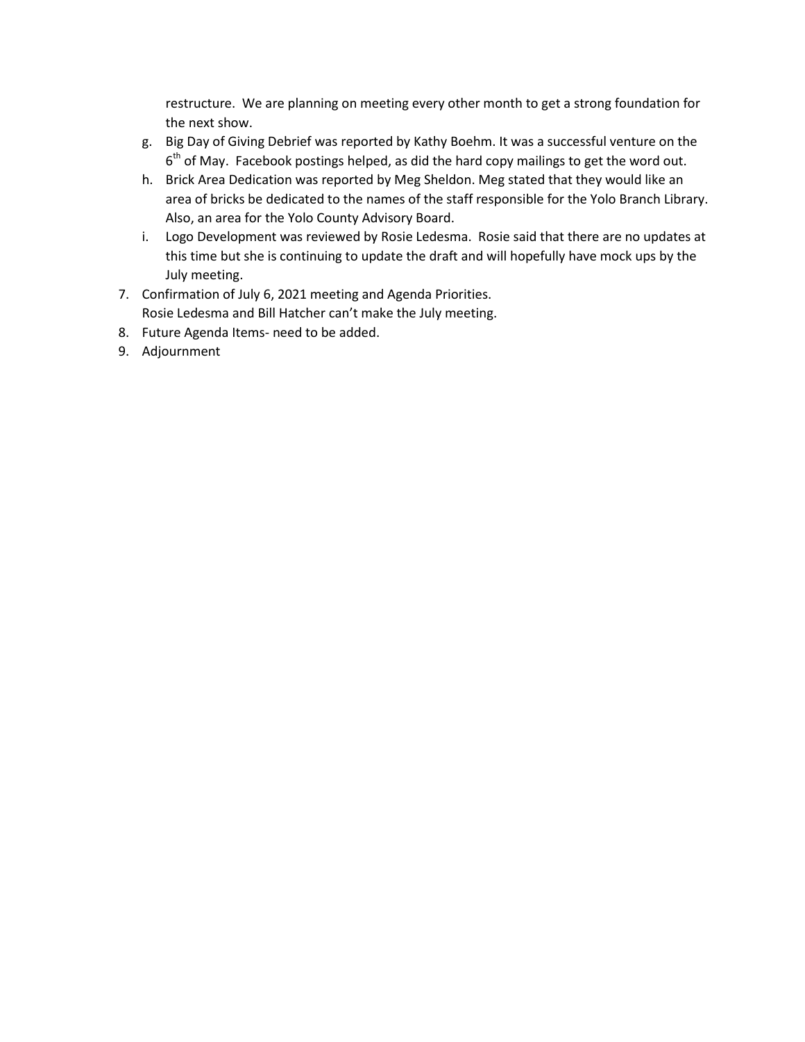restructure. We are planning on meeting every other month to get a strong foundation for the next show.

g. Big Day of Giving Debrief was reported by Kathy Boehm. It was a successful venture on the 6th of May. Facebook postings helped, as did the hard copy mailings to get the word out.
h. Brick Area Dedication was reported by Meg Sheldon. Meg stated that they would like an area of bricks be dedicated to the names of the staff responsible for the Yolo Branch Library. Also, an area for the Yolo County Advisory Board.
i. Logo Development was reviewed by Rosie Ledesma. Rosie said that there are no updates at this time but she is continuing to update the draft and will hopefully have mock ups by the July meeting.

7. Confirmation of July 6, 2021 meeting and Agenda Priorities.
   Rosie Ledesma and Bill Hatcher can't make the July meeting.
8. Future Agenda Items- need to be added.
9. Adjournment